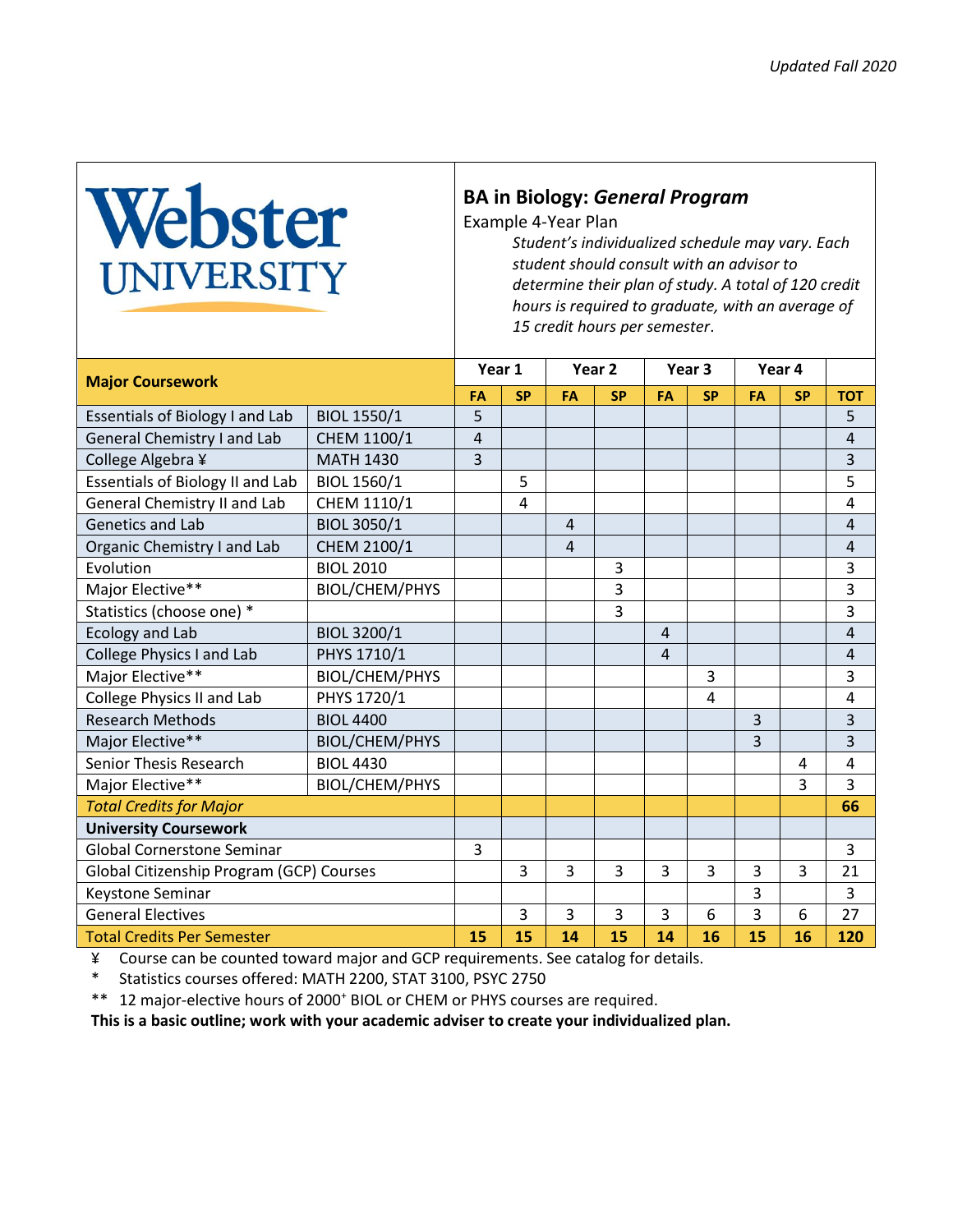*Updated Fall 2020*

Webster UNIVERSITY

## BA in Biology: *General Program*

Example 4-Year Plan

*Student's individualized schedule may vary. Each student should consult with an advisor to determine their plan of study. A total of 120 credit hours is required to graduate, with an average of 15 credit hours per semester.*

| Major Coursework | | Year 1 | | Year 2 | | Year 3 | | Year 4 | | |
|---|---|---|---|---|---|---|---|---|---|---|
| | | FA | SP | FA | SP | FA | SP | FA | SP | TOT |
| Essentials of Biology I and Lab | BIOL 1550/1 | 5 | | | | | | | | 5 |
| General Chemistry I and Lab | CHEM 1100/1 | 4 | | | | | | | | 4 |
| College Algebra ¥ | MATH 1430 | 3 | | | | | | | | 3 |
| Essentials of Biology II and Lab | BIOL 1560/1 | | 5 | | | | | | | 5 |
| General Chemistry II and Lab | CHEM 1110/1 | | 4 | | | | | | | 4 |
| Genetics and Lab | BIOL 3050/1 | | | 4 | | | | | | 4 |
| Organic Chemistry I and Lab | CHEM 2100/1 | | | 4 | | | | | | 4 |
| Evolution | BIOL 2010 | | | | 3 | | | | | 3 |
| Major Elective** | BIOL/CHEM/PHYS | | | | 3 | | | | | 3 |
| Statistics (choose one) * | | | | | 3 | | | | | 3 |
| Ecology and Lab | BIOL 3200/1 | | | | | 4 | | | | 4 |
| College Physics I and Lab | PHYS 1710/1 | | | | | 4 | | | | 4 |
| Major Elective** | BIOL/CHEM/PHYS | | | | | | 3 | | | 3 |
| College Physics II and Lab | PHYS 1720/1 | | | | | | 4 | | | 4 |
| Research Methods | BIOL 4400 | | | | | | | 3 | | 3 |
| Major Elective** | BIOL/CHEM/PHYS | | | | | | | 3 | | 3 |
| Senior Thesis Research | BIOL 4430 | | | | | | | | 4 | 4 |
| Major Elective** | BIOL/CHEM/PHYS | | | | | | | | 3 | 3 |
| *Total Credits for Major* | | | | | | | | | | **66** |
| **University Coursework** | | | | | | | | | | |
| Global Cornerstone Seminar | | 3 | | | | | | | | 3 |
| Global Citizenship Program (GCP) Courses | | | 3 | 3 | 3 | 3 | 3 | 3 | 3 | 21 |
| Keystone Seminar | | | | | | | | 3 | | 3 |
| General Electives | | | 3 | 3 | 3 | 3 | 6 | 3 | 6 | 27 |
| Total Credits Per Semester | | **15** | **15** | **14** | **15** | **14** | **16** | **15** | **16** | **120** |

¥ Course can be counted toward major and GCP requirements. See catalog for details.

\* Statistics courses offered: MATH 2200, STAT 3100, PSYC 2750

** 12 major-elective hours of 2000+ BIOL or CHEM or PHYS courses are required.

**This is a basic outline; work with your academic adviser to create your individualized plan.**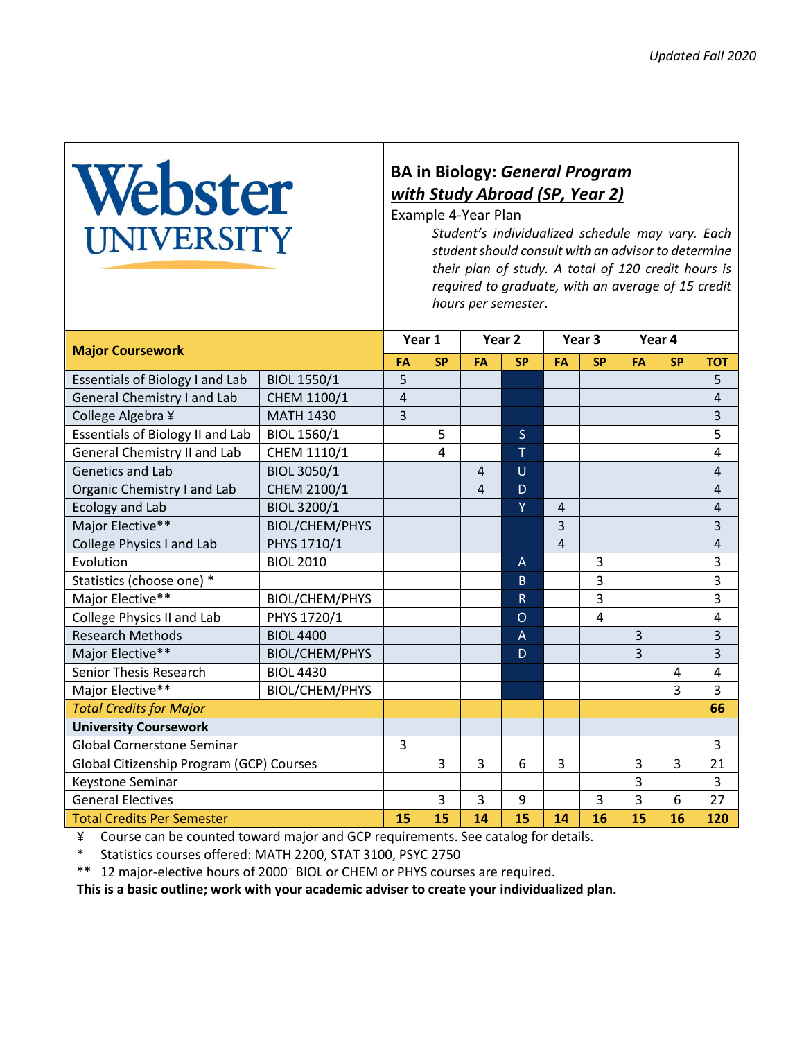Updated Fall 2020

Webster UNIVERSITY

## BA in Biology: *General Program with Study Abroad (SP, Year 2)*

Example 4-Year Plan

*Student's individualized schedule may vary. Each student should consult with an advisor to determine their plan of study. A total of 120 credit hours is required to graduate, with an average of 15 credit hours per semester.*

| **Major Coursework** | | Year 1 | | Year 2 | | Year 3 | | Year 4 | | |
|---|---|---|---|---|---|---|---|---|---|---|
| | | **FA** | **SP** | **FA** | **SP** | **FA** | **SP** | **FA** | **SP** | **TOT** |
| Essentials of Biology I and Lab | BIOL 1550/1 | 5 | | | | | | | | 5 |
| General Chemistry I and Lab | CHEM 1100/1 | 4 | | | | | | | | 4 |
| College Algebra ¥ | MATH 1430 | 3 | | | | | | | | 3 |
| Essentials of Biology II and Lab | BIOL 1560/1 | | 5 | | S | | | | | 5 |
| General Chemistry II and Lab | CHEM 1110/1 | | 4 | | T | | | | | 4 |
| Genetics and Lab | BIOL 3050/1 | | | 4 | U | | | | | 4 |
| Organic Chemistry I and Lab | CHEM 2100/1 | | | 4 | D | | | | | 4 |
| Ecology and Lab | BIOL 3200/1 | | | | Y | 4 | | | | 4 |
| Major Elective** | BIOL/CHEM/PHYS | | | | | 3 | | | | 3 |
| College Physics I and Lab | PHYS 1710/1 | | | | | 4 | | | | 4 |
| Evolution | BIOL 2010 | | | | A | | 3 | | | 3 |
| Statistics (choose one) * | | | | | B | | 3 | | | 3 |
| Major Elective** | BIOL/CHEM/PHYS | | | | R | | 3 | | | 3 |
| College Physics II and Lab | PHYS 1720/1 | | | | O | | 4 | | | 4 |
| Research Methods | BIOL 4400 | | | | A | | | 3 | | 3 |
| Major Elective** | BIOL/CHEM/PHYS | | | | D | | | 3 | | 3 |
| Senior Thesis Research | BIOL 4430 | | | | | | | | 4 | 4 |
| Major Elective** | BIOL/CHEM/PHYS | | | | | | | | 3 | 3 |
| *Total Credits for Major* | | | | | | | | | | **66** |
| **University Coursework** | | | | | | | | | | |
| Global Cornerstone Seminar | | 3 | | | | | | | | 3 |
| Global Citizenship Program (GCP) Courses | | | 3 | 3 | 6 | 3 | | 3 | 3 | 21 |
| Keystone Seminar | | | | | | | | 3 | | 3 |
| General Electives | | | 3 | 3 | 9 | | 3 | 3 | 6 | 27 |
| Total Credits Per Semester | | **15** | **15** | **14** | **15** | **14** | **16** | **15** | **16** | **120** |

¥ Course can be counted toward major and GCP requirements. See catalog for details.

\* Statistics courses offered: MATH 2200, STAT 3100, PSYC 2750

** 12 major-elective hours of 2000+ BIOL or CHEM or PHYS courses are required.

**This is a basic outline; work with your academic adviser to create your individualized plan.**